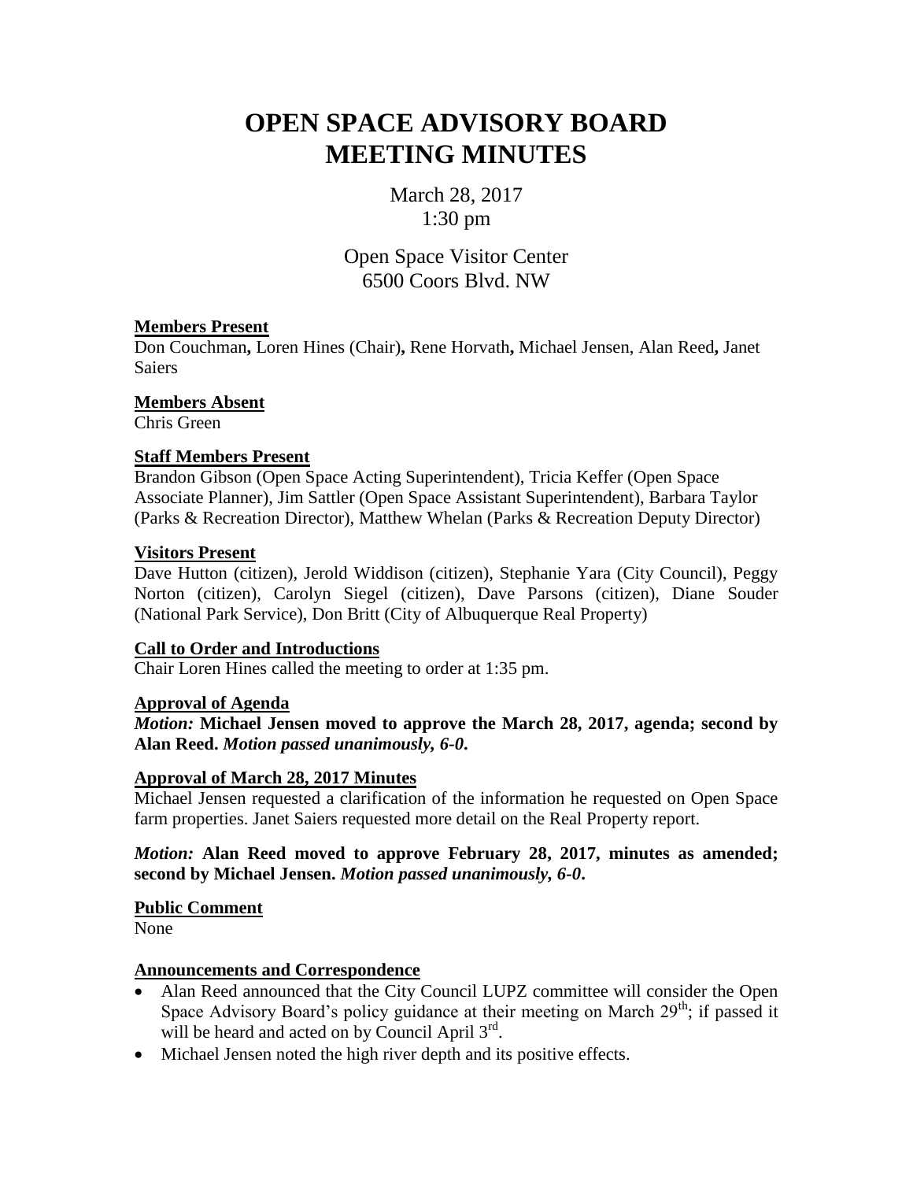# OPEN SPACE ADVISORY BOARD MEETING MINUTES

March 28, 2017
1:30 pm

Open Space Visitor Center
6500 Coors Blvd. NW

**Members Present**

Don Couchman**,** Loren Hines (Chair)**,** Rene Horvath**,** Michael Jensen, Alan Reed**,** Janet Saiers

**Members Absent**

Chris Green

**Staff Members Present**

Brandon Gibson (Open Space Acting Superintendent), Tricia Keffer (Open Space Associate Planner), Jim Sattler (Open Space Assistant Superintendent), Barbara Taylor (Parks & Recreation Director), Matthew Whelan (Parks & Recreation Deputy Director)

**Visitors Present**

Dave Hutton (citizen), Jerold Widdison (citizen), Stephanie Yara (City Council), Peggy Norton (citizen), Carolyn Siegel (citizen), Dave Parsons (citizen), Diane Souder (National Park Service), Don Britt (City of Albuquerque Real Property)

**Call to Order and Introductions**

Chair Loren Hines called the meeting to order at 1:35 pm.

**Approval of Agenda**

***Motion:*** **Michael Jensen moved to approve the March 28, 2017, agenda; second by Alan Reed.** ***Motion passed unanimously, 6-0.***

**Approval of March 28, 2017 Minutes**

Michael Jensen requested a clarification of the information he requested on Open Space farm properties. Janet Saiers requested more detail on the Real Property report.

***Motion:*** **Alan Reed moved to approve February 28, 2017, minutes as amended; second by Michael Jensen.** ***Motion passed unanimously, 6-0.***

**Public Comment**

None

**Announcements and Correspondence**

- Alan Reed announced that the City Council LUPZ committee will consider the Open Space Advisory Board's policy guidance at their meeting on March 29th; if passed it will be heard and acted on by Council April 3rd.
- Michael Jensen noted the high river depth and its positive effects.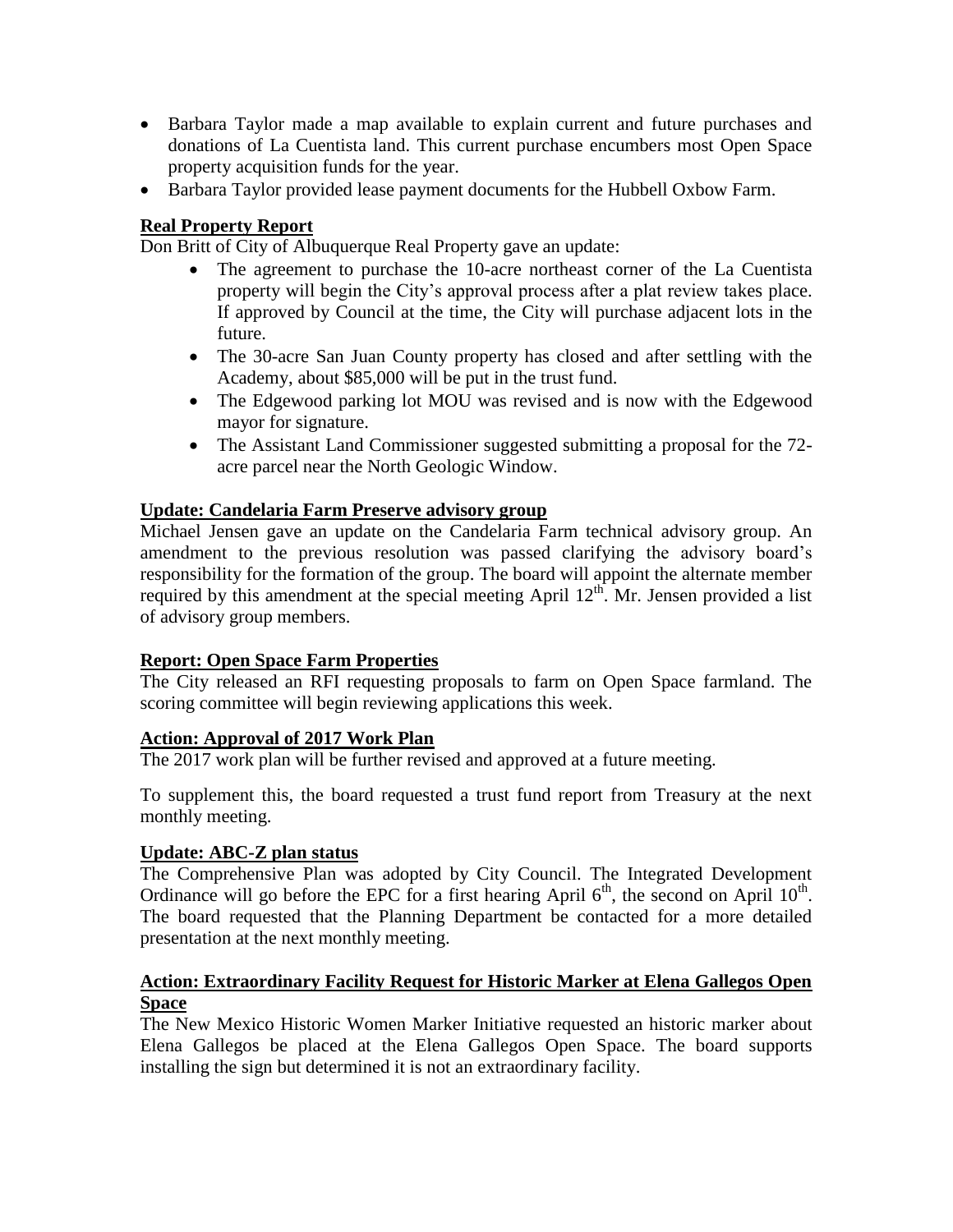- Barbara Taylor made a map available to explain current and future purchases and donations of La Cuentista land. This current purchase encumbers most Open Space property acquisition funds for the year.
- Barbara Taylor provided lease payment documents for the Hubbell Oxbow Farm.

**Real Property Report**

Don Britt of City of Albuquerque Real Property gave an update:

- The agreement to purchase the 10-acre northeast corner of the La Cuentista property will begin the City's approval process after a plat review takes place. If approved by Council at the time, the City will purchase adjacent lots in the future.
- The 30-acre San Juan County property has closed and after settling with the Academy, about $85,000 will be put in the trust fund.
- The Edgewood parking lot MOU was revised and is now with the Edgewood mayor for signature.
- The Assistant Land Commissioner suggested submitting a proposal for the 72-acre parcel near the North Geologic Window.

**Update: Candelaria Farm Preserve advisory group**

Michael Jensen gave an update on the Candelaria Farm technical advisory group. An amendment to the previous resolution was passed clarifying the advisory board's responsibility for the formation of the group. The board will appoint the alternate member required by this amendment at the special meeting April 12th. Mr. Jensen provided a list of advisory group members.

**Report: Open Space Farm Properties**

The City released an RFI requesting proposals to farm on Open Space farmland. The scoring committee will begin reviewing applications this week.

**Action: Approval of 2017 Work Plan**

The 2017 work plan will be further revised and approved at a future meeting.

To supplement this, the board requested a trust fund report from Treasury at the next monthly meeting.

**Update: ABC-Z plan status**

The Comprehensive Plan was adopted by City Council. The Integrated Development Ordinance will go before the EPC for a first hearing April 6th, the second on April 10th. The board requested that the Planning Department be contacted for a more detailed presentation at the next monthly meeting.

**Action: Extraordinary Facility Request for Historic Marker at Elena Gallegos Open Space**

The New Mexico Historic Women Marker Initiative requested an historic marker about Elena Gallegos be placed at the Elena Gallegos Open Space. The board supports installing the sign but determined it is not an extraordinary facility.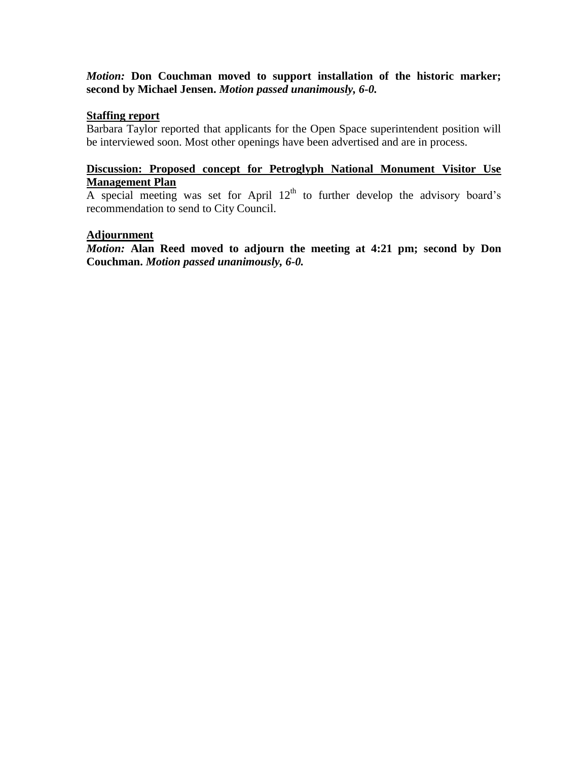***Motion:*** **Don Couchman moved to support installation of the historic marker; second by Michael Jensen.** ***Motion passed unanimously, 6-0.***

**Staffing report**

Barbara Taylor reported that applicants for the Open Space superintendent position will be interviewed soon. Most other openings have been advertised and are in process.

**Discussion: Proposed concept for Petroglyph National Monument Visitor Use Management Plan**

A special meeting was set for April 12th to further develop the advisory board's recommendation to send to City Council.

**Adjournment**

***Motion:*** **Alan Reed moved to adjourn the meeting at 4:21 pm; second by Don Couchman.** ***Motion passed unanimously, 6-0.***